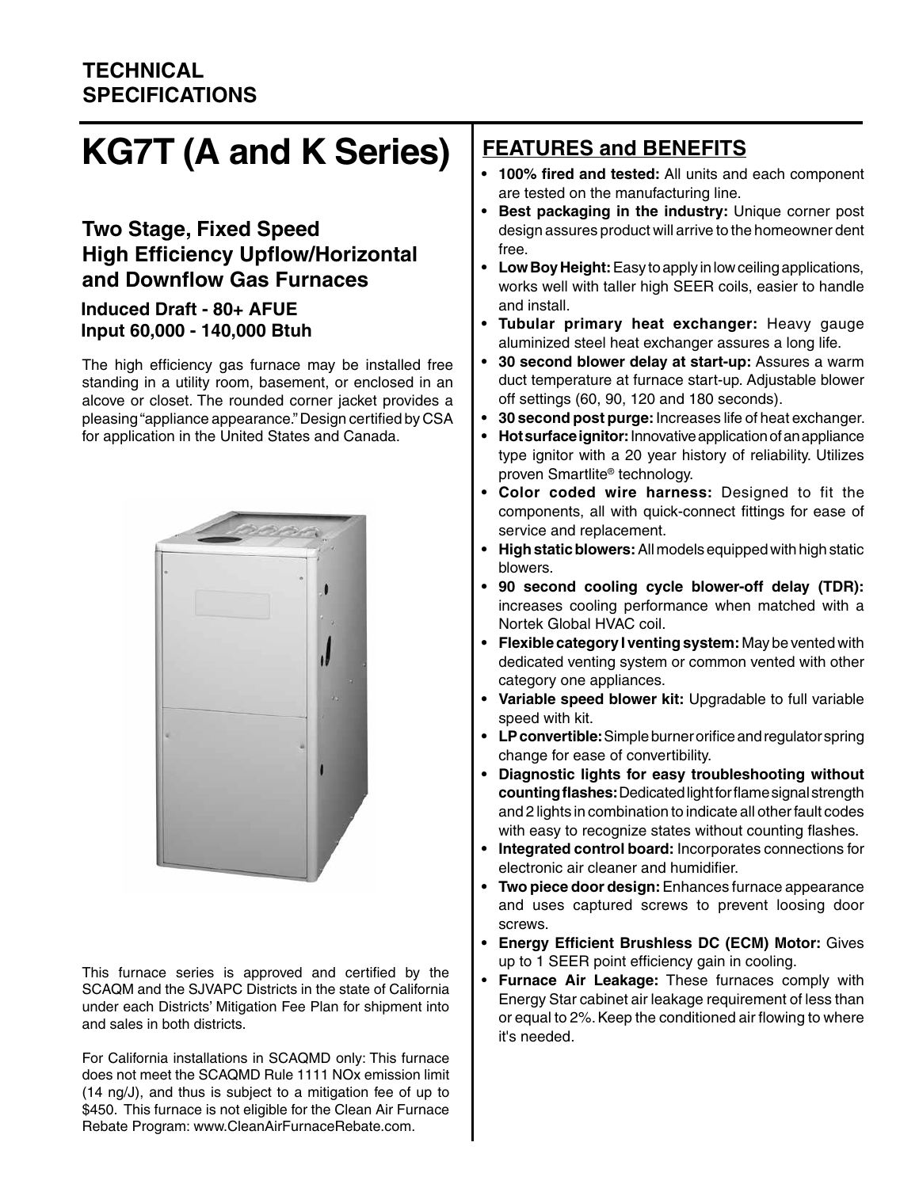**TECHNICAL SPECIFICATIONS**

# KG7T (A and K Series)

## Two Stage, Fixed Speed High Efficiency Upflow/Horizontal and Downflow Gas Furnaces

### Induced Draft - 80+ AFUE
### Input 60,000 - 140,000 Btuh

The high efficiency gas furnace may be installed free standing in a utility room, basement, or enclosed in an alcove or closet. The rounded corner jacket provides a pleasing "appliance appearance." Design certified by CSA for application in the United States and Canada.

This furnace series is approved and certified by the SCAQM and the SJVAPC Districts in the state of California under each Districts' Mitigation Fee Plan for shipment into and sales in both districts.

For California installations in SCAQMD only: This furnace does not meet the SCAQMD Rule 1111 NOx emission limit (14 ng/J), and thus is subject to a mitigation fee of up to $450. This furnace is not eligible for the Clean Air Furnace Rebate Program: www.CleanAirFurnaceRebate.com.

## FEATURES and BENEFITS

- **100% fired and tested:** All units and each component are tested on the manufacturing line.
- **Best packaging in the industry:** Unique corner post design assures product will arrive to the homeowner dent free.
- **Low Boy Height:** Easy to apply in low ceiling applications, works well with taller high SEER coils, easier to handle and install.
- **Tubular primary heat exchanger:** Heavy gauge aluminized steel heat exchanger assures a long life.
- **30 second blower delay at start-up:** Assures a warm duct temperature at furnace start-up. Adjustable blower off settings (60, 90, 120 and 180 seconds).
- **30 second post purge:** Increases life of heat exchanger.
- **Hot surface ignitor:** Innovative application of an appliance type ignitor with a 20 year history of reliability. Utilizes proven Smartlite® technology.
- **Color coded wire harness:** Designed to fit the components, all with quick-connect fittings for ease of service and replacement.
- **High static blowers:** All models equipped with high static blowers.
- **90 second cooling cycle blower-off delay (TDR):** increases cooling performance when matched with a Nortek Global HVAC coil.
- **Flexible category I venting system:** May be vented with dedicated venting system or common vented with other category one appliances.
- **Variable speed blower kit:** Upgradable to full variable speed with kit.
- **LP convertible:** Simple burner orifice and regulator spring change for ease of convertibility.
- **Diagnostic lights for easy troubleshooting without counting flashes:** Dedicated light for flame signal strength and 2 lights in combination to indicate all other fault codes with easy to recognize states without counting flashes.
- **Integrated control board:** Incorporates connections for electronic air cleaner and humidifier.
- **Two piece door design:** Enhances furnace appearance and uses captured screws to prevent loosing door screws.
- **Energy Efficient Brushless DC (ECM) Motor:** Gives up to 1 SEER point efficiency gain in cooling.
- **Furnace Air Leakage:** These furnaces comply with Energy Star cabinet air leakage requirement of less than or equal to 2%. Keep the conditioned air flowing to where it's needed.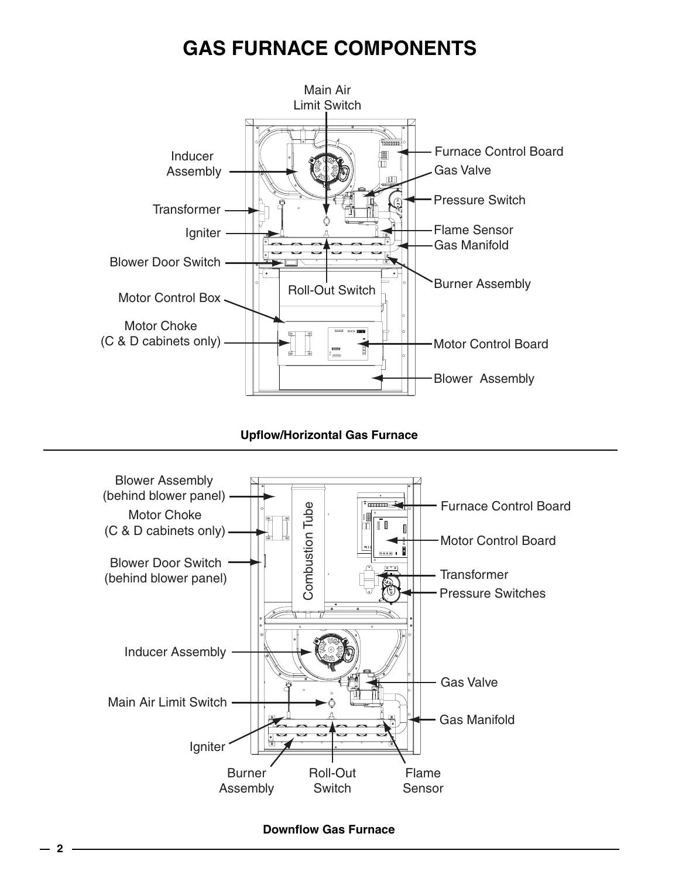# GAS FURNACE COMPONENTS

Main Air Limit Switch

Inducer Assembly

Transformer

Igniter

Blower Door Switch

Motor Control Box

Motor Choke (C & D cabinets only)

Roll-Out Switch

Furnace Control Board

Gas Valve

Pressure Switch

Flame Sensor

Gas Manifold

Burner Assembly

Motor Control Board

Blower Assembly

**Upflow/Horizontal Gas Furnace**

Blower Assembly (behind blower panel)

Motor Choke (C & D cabinets only)

Blower Door Switch (behind blower panel)

Combustion Tube

Inducer Assembly

Main Air Limit Switch

Igniter

Burner Assembly

Roll-Out Switch

Flame Sensor

Furnace Control Board

Motor Control Board

Transformer

Pressure Switches

Gas Valve

Gas Manifold

**Downflow Gas Furnace**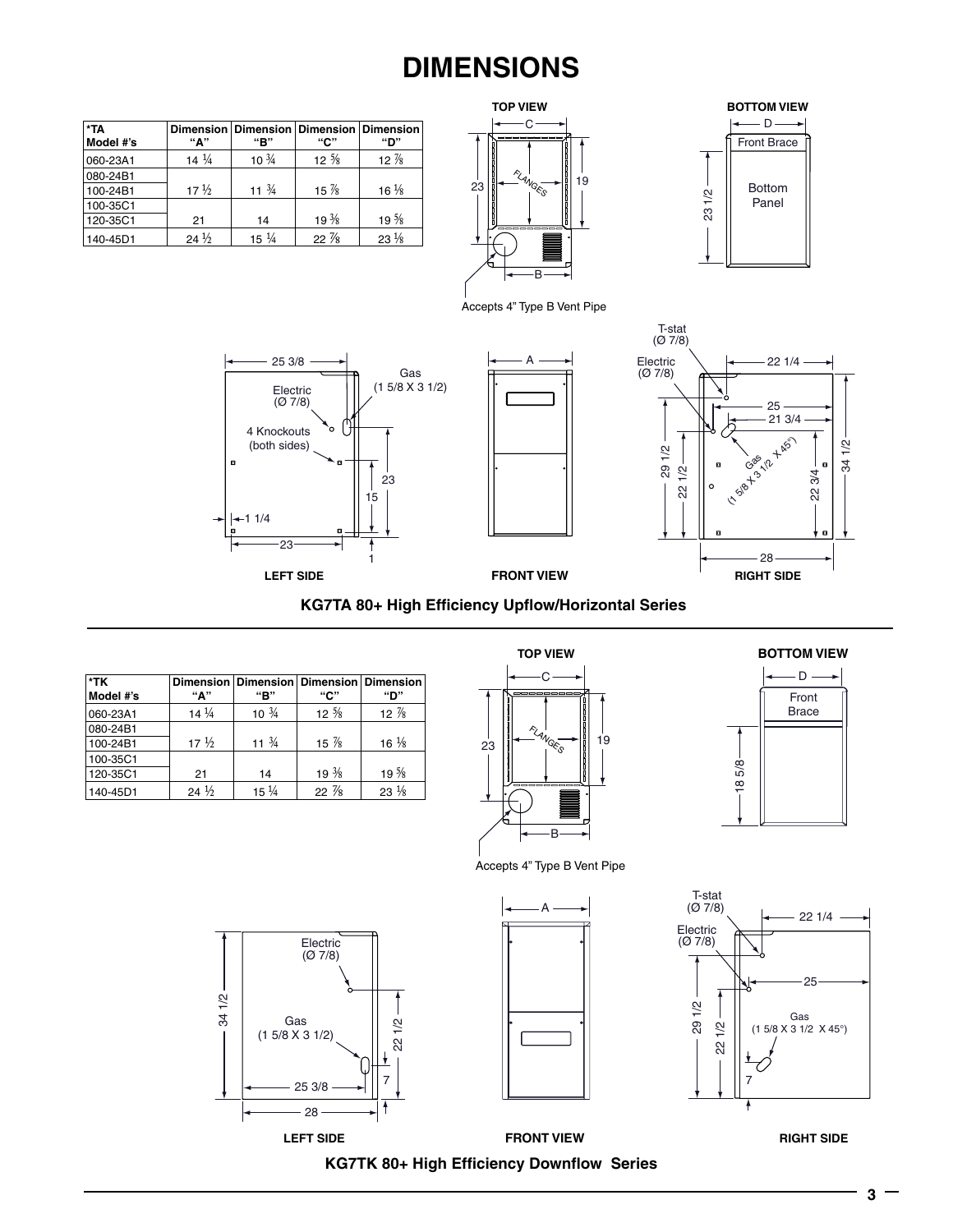# DIMENSIONS

| *TA Model #'s | Dimension "A" | Dimension "B" | Dimension "C" | Dimension "D" |
|---|---|---|---|---|
| 060-23A1 | 14 ¼ | 10 ¾ | 12 ⅝ | 12 ⅞ |
| 080-24B1 | | | | |
| 100-24B1 | 17 ½ | 11 ¾ | 15 ⅞ | 16 ⅛ |
| 100-35C1 | | | | |
| 120-35C1 | 21 | 14 | 19 ⅜ | 19 ⅝ |
| 140-45D1 | 24 ½ | 15 ¼ | 22 ⅞ | 23 ⅛ |

TOP VIEW

C, 23, 19, FLANGES, B

Accepts 4" Type B Vent Pipe

BOTTOM VIEW

D, Front Brace, Bottom Panel, 23 1/2

LEFT SIDE

25 3/8, Gas (1 5/8 X 3 1/2), Electric (Ø 7/8), 4 Knockouts (both sides), 23, 15, 1 1/4, 23, 1

FRONT VIEW

A

RIGHT SIDE

T-stat (Ø 7/8), Electric (Ø 7/8), 22 1/4, 25, 21 3/4, Gas (1 5/8 X 3 1/2 X 45°), 29 1/2, 22 1/2, 22 3/4, 34 1/2, 28

**KG7TA 80+ High Efficiency Upflow/Horizontal Series**

---

| *TK Model #'s | Dimension "A" | Dimension "B" | Dimension "C" | Dimension "D" |
|---|---|---|---|---|
| 060-23A1 | 14 ¼ | 10 ¾ | 12 ⅝ | 12 ⅞ |
| 080-24B1 | | | | |
| 100-24B1 | 17 ½ | 11 ¾ | 15 ⅞ | 16 ⅛ |
| 100-35C1 | | | | |
| 120-35C1 | 21 | 14 | 19 ⅜ | 19 ⅝ |
| 140-45D1 | 24 ½ | 15 ¼ | 22 ⅞ | 23 ⅛ |

TOP VIEW

C, 23, 19, FLANGES, B

Accepts 4" Type B Vent Pipe

BOTTOM VIEW

D, Front Brace, 18 5/8

LEFT SIDE

34 1/2, Electric (Ø 7/8), Gas (1 5/8 X 3 1/2), 22 1/2, 7, 25 3/8, 28

FRONT VIEW

A

RIGHT SIDE

T-stat (Ø 7/8), Electric (Ø 7/8), 22 1/4, 25, 29 1/2, 22 1/2, Gas (1 5/8 X 3 1/2 X 45°), 7

**KG7TK 80+ High Efficiency Downflow Series**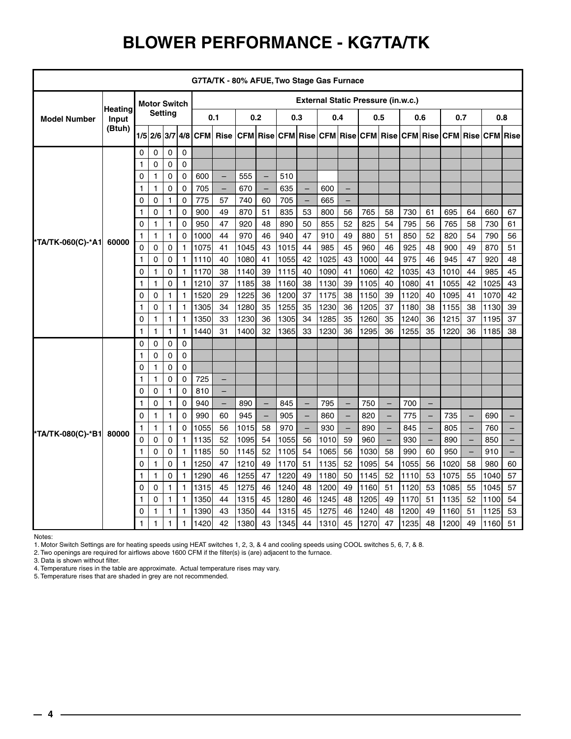# BLOWER PERFORMANCE - KG7TA/TK

| G7TA/TK - 80% AFUE, Two Stage Gas Furnace | | | | | | | | | | | | | | | | | | | | | | |
|---|---|---|---|---|---|---|---|---|---|---|---|---|---|---|---|---|---|---|---|---|---|---|
| Model Number | Heating Input (Btuh) | Motor Switch Setting | | | | External Static Pressure (in.w.c.) | | | | | | | | | | | | | | | | |
| | | | | | | 0.1 | | 0.2 | | 0.3 | | 0.4 | | 0.5 | | 0.6 | | 0.7 | | 0.8 | | |
| | | 1/5 | 2/6 | 3/7 | 4/8 | CFM | Rise | CFM | Rise | CFM | Rise | CFM | Rise | CFM | Rise | CFM | Rise | CFM | Rise | CFM | Rise | |
| *TA/TK-060(C)-*A1 | 60000 | 0 | 0 | 0 | 0 | | | | | | | | | | | | | | | | | |
| | | 1 | 0 | 0 | 0 | | | | | | | | | | | | | | | | | |
| | | 0 | 1 | 0 | 0 | 600 | – | 555 | – | 510 | | | | | | | | | | | | |
| | | 1 | 1 | 0 | 0 | 705 | – | 670 | – | 635 | – | 600 | – | | | | | | | | | |
| | | 0 | 0 | 1 | 0 | 775 | 57 | 740 | 60 | 705 | – | 665 | – | | | | | | | | | |
| | | 1 | 0 | 1 | 0 | 900 | 49 | 870 | 51 | 835 | 53 | 800 | 56 | 765 | 58 | 730 | 61 | 695 | 64 | 660 | 67 | |
| | | 0 | 1 | 1 | 0 | 950 | 47 | 920 | 48 | 890 | 50 | 855 | 52 | 825 | 54 | 795 | 56 | 765 | 58 | 730 | 61 | |
| | | 1 | 1 | 1 | 0 | 1000 | 44 | 970 | 46 | 940 | 47 | 910 | 49 | 880 | 51 | 850 | 52 | 820 | 54 | 790 | 56 | |
| | | 0 | 0 | 0 | 1 | 1075 | 41 | 1045 | 43 | 1015 | 44 | 985 | 45 | 960 | 46 | 925 | 48 | 900 | 49 | 870 | 51 | |
| | | 1 | 0 | 0 | 1 | 1110 | 40 | 1080 | 41 | 1055 | 42 | 1025 | 43 | 1000 | 44 | 975 | 46 | 945 | 47 | 920 | 48 | |
| | | 0 | 1 | 0 | 1 | 1170 | 38 | 1140 | 39 | 1115 | 40 | 1090 | 41 | 1060 | 42 | 1035 | 43 | 1010 | 44 | 985 | 45 | |
| | | 1 | 1 | 0 | 1 | 1210 | 37 | 1185 | 38 | 1160 | 38 | 1130 | 39 | 1105 | 40 | 1080 | 41 | 1055 | 42 | 1025 | 43 | |
| | | 0 | 0 | 1 | 1 | 1520 | 29 | 1225 | 36 | 1200 | 37 | 1175 | 38 | 1150 | 39 | 1120 | 40 | 1095 | 41 | 1070 | 42 | |
| | | 1 | 0 | 1 | 1 | 1305 | 34 | 1280 | 35 | 1255 | 35 | 1230 | 36 | 1205 | 37 | 1180 | 38 | 1155 | 38 | 1130 | 39 | |
| | | 0 | 1 | 1 | 1 | 1350 | 33 | 1230 | 36 | 1305 | 34 | 1285 | 35 | 1260 | 35 | 1240 | 36 | 1215 | 37 | 1195 | 37 | |
| | | 1 | 1 | 1 | 1 | 1440 | 31 | 1400 | 32 | 1365 | 33 | 1230 | 36 | 1295 | 36 | 1255 | 35 | 1220 | 36 | 1185 | 38 | |
| *TA/TK-080(C)-*B1 | 80000 | 0 | 0 | 0 | 0 | | | | | | | | | | | | | | | | | |
| | | 1 | 0 | 0 | 0 | | | | | | | | | | | | | | | | | |
| | | 0 | 1 | 0 | 0 | | | | | | | | | | | | | | | | | |
| | | 1 | 1 | 0 | 0 | 725 | – | | | | | | | | | | | | | | | |
| | | 0 | 0 | 1 | 0 | 810 | – | | | | | | | | | | | | | | | |
| | | 1 | 0 | 1 | 0 | 940 | – | 890 | – | 845 | – | 795 | – | 750 | – | 700 | – | | | | | |
| | | 0 | 1 | 1 | 0 | 990 | 60 | 945 | – | 905 | – | 860 | – | 820 | – | 775 | – | 735 | – | 690 | – | |
| | | 1 | 1 | 1 | 0 | 1055 | 56 | 1015 | 58 | 970 | – | 930 | – | 890 | – | 845 | – | 805 | – | 760 | – | |
| | | 0 | 0 | 0 | 1 | 1135 | 52 | 1095 | 54 | 1055 | 56 | 1010 | 59 | 960 | – | 930 | – | 890 | – | 850 | – | |
| | | 1 | 0 | 0 | 1 | 1185 | 50 | 1145 | 52 | 1105 | 54 | 1065 | 56 | 1030 | 58 | 990 | 60 | 950 | – | 910 | – | |
| | | 0 | 1 | 0 | 1 | 1250 | 47 | 1210 | 49 | 1170 | 51 | 1135 | 52 | 1095 | 54 | 1055 | 56 | 1020 | 58 | 980 | 60 | |
| | | 1 | 1 | 0 | 1 | 1290 | 46 | 1255 | 47 | 1220 | 49 | 1180 | 50 | 1145 | 52 | 1110 | 53 | 1075 | 55 | 1040 | 57 | |
| | | 0 | 0 | 1 | 1 | 1315 | 45 | 1275 | 46 | 1240 | 48 | 1200 | 49 | 1160 | 51 | 1120 | 53 | 1085 | 55 | 1045 | 57 | |
| | | 1 | 0 | 1 | 1 | 1350 | 44 | 1315 | 45 | 1280 | 46 | 1245 | 48 | 1205 | 49 | 1170 | 51 | 1135 | 52 | 1100 | 54 | |
| | | 0 | 1 | 1 | 1 | 1390 | 43 | 1350 | 44 | 1315 | 45 | 1275 | 46 | 1240 | 48 | 1200 | 49 | 1160 | 51 | 1125 | 53 | |
| | | 1 | 1 | 1 | 1 | 1420 | 42 | 1380 | 43 | 1345 | 44 | 1310 | 45 | 1270 | 47 | 1235 | 48 | 1200 | 49 | 1160 | 51 | |

Notes:
1. Motor Switch Settings are for heating speeds using HEAT switches 1, 2, 3, & 4 and cooling speeds using COOL switches 5, 6, 7, & 8.
2. Two openings are required for airflows above 1600 CFM if the filter(s) is (are) adjacent to the furnace.
3. Data is shown without filter.
4. Temperature rises in the table are approximate. Actual temperature rises may vary.
5. Temperature rises that are shaded in grey are not recommended.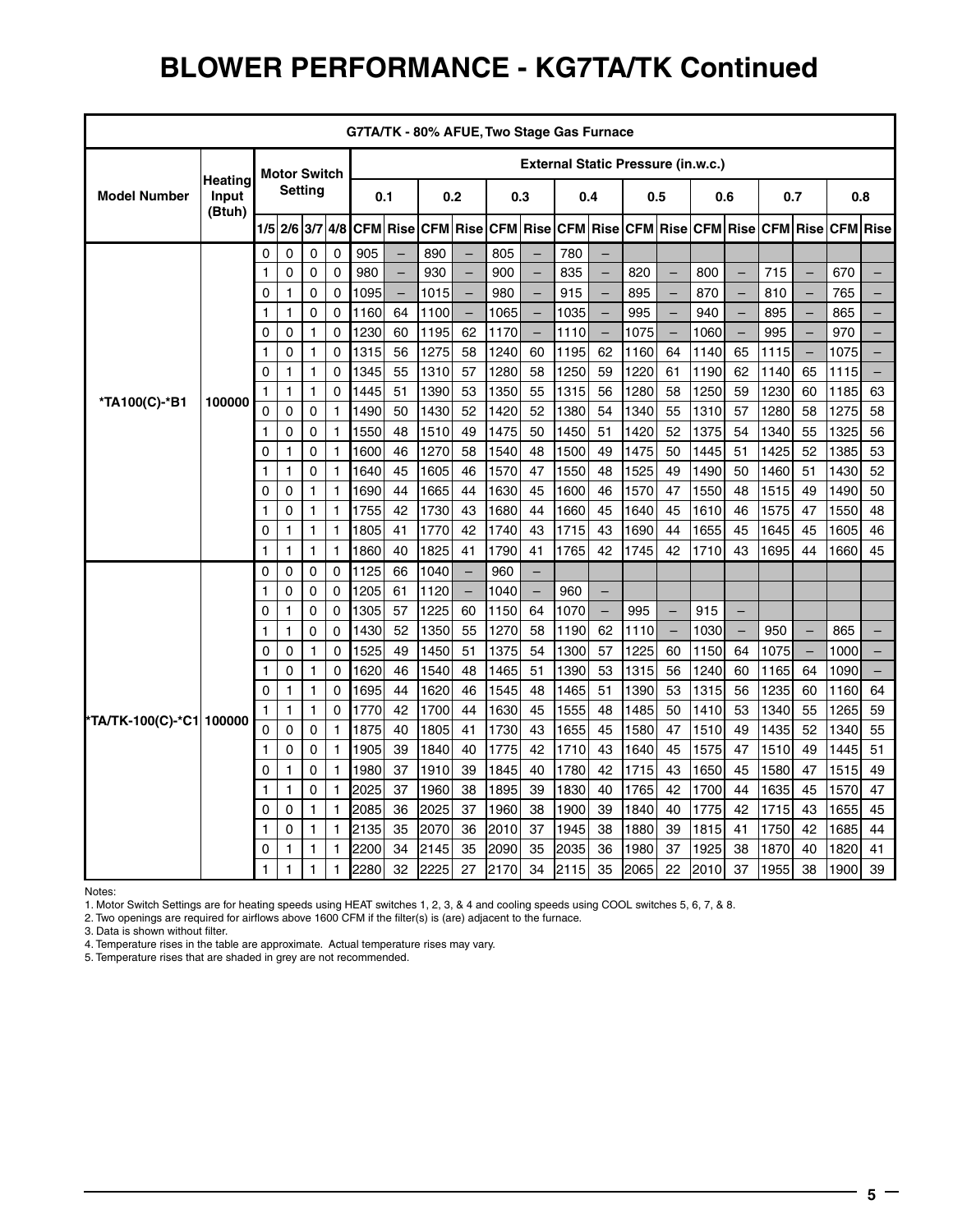# BLOWER PERFORMANCE - KG7TA/TK Continued

| G7TA/TK - 80% AFUE, Two Stage Gas Furnace | | | | | | | | | | | | | | | | | | | | | | |
|---|---|---|---|---|---|---|---|---|---|---|---|---|---|---|---|---|---|---|---|---|---|---|
| Model Number | Heating Input (Btuh) | Motor Switch Setting | | | | External Static Pressure (in.w.c.) | | | | | | | | | | | | | | | | |
| | | | | | | 0.1 | | 0.2 | | 0.3 | | 0.4 | | 0.5 | | 0.6 | | 0.7 | | 0.8 | | |
| | | 1/5 | 2/6 | 3/7 | 4/8 | CFM | Rise | CFM | Rise | CFM | Rise | CFM | Rise | CFM | Rise | CFM | Rise | CFM | Rise | CFM | Rise |
| *TA100(C)-*B1 | 100000 | 0 | 0 | 0 | 0 | 905 | – | 890 | – | 805 | – | 780 | – | | | | | | | | |
| | | 1 | 0 | 0 | 0 | 980 | – | 930 | – | 900 | – | 835 | – | 820 | – | 800 | – | 715 | – | 670 | – |
| | | 0 | 1 | 0 | 0 | 1095 | – | 1015 | – | 980 | – | 915 | – | 895 | – | 870 | – | 810 | – | 765 | – |
| | | 1 | 1 | 0 | 0 | 1160 | 64 | 1100 | – | 1065 | – | 1035 | – | 995 | – | 940 | – | 895 | – | 865 | – |
| | | 0 | 0 | 1 | 0 | 1230 | 60 | 1195 | 62 | 1170 | – | 1110 | – | 1075 | – | 1060 | – | 995 | – | 970 | – |
| | | 1 | 0 | 1 | 0 | 1315 | 56 | 1275 | 58 | 1240 | 60 | 1195 | 62 | 1160 | 64 | 1140 | 65 | 1115 | – | 1075 | – |
| | | 0 | 1 | 1 | 0 | 1345 | 55 | 1310 | 57 | 1280 | 58 | 1250 | 59 | 1220 | 61 | 1190 | 62 | 1140 | 65 | 1115 | – |
| | | 1 | 1 | 1 | 0 | 1445 | 51 | 1390 | 53 | 1350 | 55 | 1315 | 56 | 1280 | 58 | 1250 | 59 | 1230 | 60 | 1185 | 63 |
| | | 0 | 0 | 0 | 1 | 1490 | 50 | 1430 | 52 | 1420 | 52 | 1380 | 54 | 1340 | 55 | 1310 | 57 | 1280 | 58 | 1275 | 58 |
| | | 1 | 0 | 0 | 1 | 1550 | 48 | 1510 | 49 | 1475 | 50 | 1450 | 51 | 1420 | 52 | 1375 | 54 | 1340 | 55 | 1325 | 56 |
| | | 0 | 1 | 0 | 1 | 1600 | 46 | 1270 | 58 | 1540 | 48 | 1500 | 49 | 1475 | 50 | 1445 | 51 | 1425 | 52 | 1385 | 53 |
| | | 1 | 1 | 0 | 1 | 1640 | 45 | 1605 | 46 | 1570 | 47 | 1550 | 48 | 1525 | 49 | 1490 | 50 | 1460 | 51 | 1430 | 52 |
| | | 0 | 0 | 1 | 1 | 1690 | 44 | 1665 | 44 | 1630 | 45 | 1600 | 46 | 1570 | 47 | 1550 | 48 | 1515 | 49 | 1490 | 50 |
| | | 1 | 0 | 1 | 1 | 1755 | 42 | 1730 | 43 | 1680 | 44 | 1660 | 45 | 1640 | 45 | 1610 | 46 | 1575 | 47 | 1550 | 48 |
| | | 0 | 1 | 1 | 1 | 1805 | 41 | 1770 | 42 | 1740 | 43 | 1715 | 43 | 1690 | 44 | 1655 | 45 | 1645 | 45 | 1605 | 46 |
| | | 1 | 1 | 1 | 1 | 1860 | 40 | 1825 | 41 | 1790 | 41 | 1765 | 42 | 1745 | 42 | 1710 | 43 | 1695 | 44 | 1660 | 45 |
| *TA/TK-100(C)-*C1 | 100000 | 0 | 0 | 0 | 0 | 1125 | 66 | 1040 | – | 960 | – | | | | | | | | | | |
| | | 1 | 0 | 0 | 0 | 1205 | 61 | 1120 | – | 1040 | – | 960 | – | | | | | | | | |
| | | 0 | 1 | 0 | 0 | 1305 | 57 | 1225 | 60 | 1150 | 64 | 1070 | – | 995 | – | 915 | – | | | | |
| | | 1 | 1 | 0 | 0 | 1430 | 52 | 1350 | 55 | 1270 | 58 | 1190 | 62 | 1110 | – | 1030 | – | 950 | – | 865 | – |
| | | 0 | 0 | 1 | 0 | 1525 | 49 | 1450 | 51 | 1375 | 54 | 1300 | 57 | 1225 | 60 | 1150 | 64 | 1075 | – | 1000 | – |
| | | 1 | 0 | 1 | 0 | 1620 | 46 | 1540 | 48 | 1465 | 51 | 1390 | 53 | 1315 | 56 | 1240 | 60 | 1165 | 64 | 1090 | – |
| | | 0 | 1 | 1 | 0 | 1695 | 44 | 1620 | 46 | 1545 | 48 | 1465 | 51 | 1390 | 53 | 1315 | 56 | 1235 | 60 | 1160 | 64 |
| | | 1 | 1 | 1 | 0 | 1770 | 42 | 1700 | 44 | 1630 | 45 | 1555 | 48 | 1485 | 50 | 1410 | 53 | 1340 | 55 | 1265 | 59 |
| | | 0 | 0 | 0 | 1 | 1875 | 40 | 1805 | 41 | 1730 | 43 | 1655 | 45 | 1580 | 47 | 1510 | 49 | 1435 | 52 | 1340 | 55 |
| | | 1 | 0 | 0 | 1 | 1905 | 39 | 1840 | 40 | 1775 | 42 | 1710 | 43 | 1640 | 45 | 1575 | 47 | 1510 | 49 | 1445 | 51 |
| | | 0 | 1 | 0 | 1 | 1980 | 37 | 1910 | 39 | 1845 | 40 | 1780 | 42 | 1715 | 43 | 1650 | 45 | 1580 | 47 | 1515 | 49 |
| | | 1 | 1 | 0 | 1 | 2025 | 37 | 1960 | 38 | 1895 | 39 | 1830 | 40 | 1765 | 42 | 1700 | 44 | 1635 | 45 | 1570 | 47 |
| | | 0 | 0 | 1 | 1 | 2085 | 36 | 2025 | 37 | 1960 | 38 | 1900 | 39 | 1840 | 40 | 1775 | 42 | 1715 | 43 | 1655 | 45 |
| | | 1 | 0 | 1 | 1 | 2135 | 35 | 2070 | 36 | 2010 | 37 | 1945 | 38 | 1880 | 39 | 1815 | 41 | 1750 | 42 | 1685 | 44 |
| | | 0 | 1 | 1 | 1 | 2200 | 34 | 2145 | 35 | 2090 | 35 | 2035 | 36 | 1980 | 37 | 1925 | 38 | 1870 | 40 | 1820 | 41 |
| | | 1 | 1 | 1 | 1 | 2280 | 32 | 2225 | 27 | 2170 | 34 | 2115 | 35 | 2065 | 22 | 2010 | 37 | 1955 | 38 | 1900 | 39 |

Notes:

1. Motor Switch Settings are for heating speeds using HEAT switches 1, 2, 3, & 4 and cooling speeds using COOL switches 5, 6, 7, & 8.
2. Two openings are required for airflows above 1600 CFM if the filter(s) is (are) adjacent to the furnace.
3. Data is shown without filter.
4. Temperature rises in the table are approximate. Actual temperature rises may vary.
5. Temperature rises that are shaded in grey are not recommended.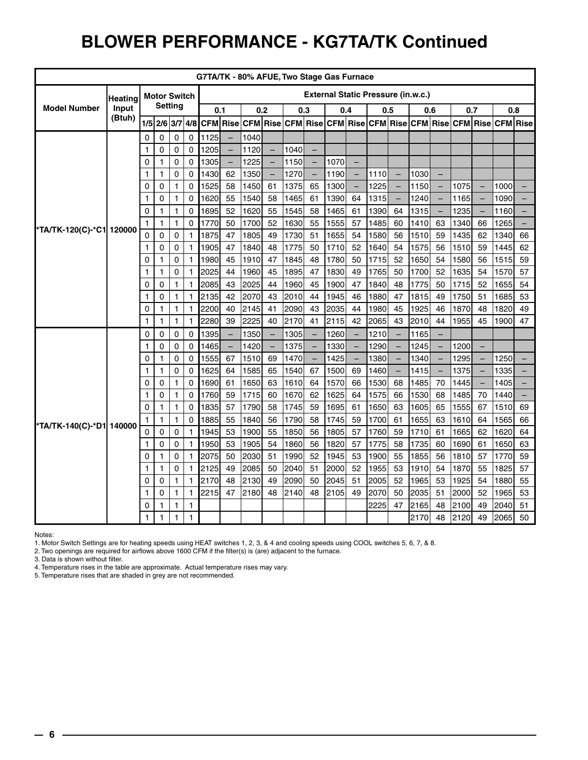# BLOWER PERFORMANCE - KG7TA/TK Continued

| G7TA/TK - 80% AFUE, Two Stage Gas Furnace | | | | | | | | | | | | | | | | | | | | | | |
|---|---|---|---|---|---|---|---|---|---|---|---|---|---|---|---|---|---|---|---|---|---|---|
| Model Number | Heating Input (Btuh) | Motor Switch Setting | | | | External Static Pressure (in.w.c.) | | | | | | | | | | | | | | | | |
| | | | | | | 0.1 | | 0.2 | | 0.3 | | 0.4 | | 0.5 | | 0.6 | | 0.7 | | 0.8 | | |
| | | 1/5 | 2/6 | 3/7 | 4/8 | CFM | Rise | CFM | Rise | CFM | Rise | CFM | Rise | CFM | Rise | CFM | Rise | CFM | Rise | CFM | Rise | |
| *TA/TK-120(C)-*C1 | 120000 | 0 | 0 | 0 | 0 | 1125 | – | 1040 | | | | | | | | | | | | | | |
| | | 1 | 0 | 0 | 0 | 1205 | – | 1120 | – | 1040 | – | | | | | | | | | | | |
| | | 0 | 1 | 0 | 0 | 1305 | – | 1225 | – | 1150 | – | 1070 | – | | | | | | | | | |
| | | 1 | 1 | 0 | 0 | 1430 | 62 | 1350 | – | 1270 | – | 1190 | – | 1110 | – | 1030 | – | | | | | |
| | | 0 | 0 | 1 | 0 | 1525 | 58 | 1450 | 61 | 1375 | 65 | 1300 | – | 1225 | – | 1150 | – | 1075 | – | 1000 | – | |
| | | 1 | 0 | 1 | 0 | 1620 | 55 | 1540 | 58 | 1465 | 61 | 1390 | 64 | 1315 | – | 1240 | – | 1165 | – | 1090 | – | |
| | | 0 | 1 | 1 | 0 | 1695 | 52 | 1620 | 55 | 1545 | 58 | 1465 | 61 | 1390 | 64 | 1315 | – | 1235 | – | 1160 | – | |
| | | 1 | 1 | 1 | 0 | 1770 | 50 | 1700 | 52 | 1630 | 55 | 1555 | 57 | 1485 | 60 | 1410 | 63 | 1340 | 66 | 1265 | – | |
| | | 0 | 0 | 0 | 1 | 1875 | 47 | 1805 | 49 | 1730 | 51 | 1655 | 54 | 1580 | 56 | 1510 | 59 | 1435 | 62 | 1340 | 66 | |
| | | 1 | 0 | 0 | 1 | 1905 | 47 | 1840 | 48 | 1775 | 50 | 1710 | 52 | 1640 | 54 | 1575 | 56 | 1510 | 59 | 1445 | 62 | |
| | | 0 | 1 | 0 | 1 | 1980 | 45 | 1910 | 47 | 1845 | 48 | 1780 | 50 | 1715 | 52 | 1650 | 54 | 1580 | 56 | 1515 | 59 | |
| | | 1 | 1 | 0 | 1 | 2025 | 44 | 1960 | 45 | 1895 | 47 | 1830 | 49 | 1765 | 50 | 1700 | 52 | 1635 | 54 | 1570 | 57 | |
| | | 0 | 0 | 1 | 1 | 2085 | 43 | 2025 | 44 | 1960 | 45 | 1900 | 47 | 1840 | 48 | 1775 | 50 | 1715 | 52 | 1655 | 54 | |
| | | 1 | 0 | 1 | 1 | 2135 | 42 | 2070 | 43 | 2010 | 44 | 1945 | 46 | 1880 | 47 | 1815 | 49 | 1750 | 51 | 1685 | 53 | |
| | | 0 | 1 | 1 | 1 | 2200 | 40 | 2145 | 41 | 2090 | 43 | 2035 | 44 | 1980 | 45 | 1925 | 46 | 1870 | 48 | 1820 | 49 | |
| | | 1 | 1 | 1 | 1 | 2280 | 39 | 2225 | 40 | 2170 | 41 | 2115 | 42 | 2065 | 43 | 2010 | 44 | 1955 | 45 | 1900 | 47 | |
| *TA/TK-140(C)-*D1 | 140000 | 0 | 0 | 0 | 0 | 1395 | – | 1350 | – | 1305 | – | 1260 | – | 1210 | – | 1165 | – | | | | | |
| | | 1 | 0 | 0 | 0 | 1465 | – | 1420 | – | 1375 | – | 1330 | – | 1290 | – | 1245 | – | 1200 | – | | | |
| | | 0 | 1 | 0 | 0 | 1555 | 67 | 1510 | 69 | 1470 | – | 1425 | – | 1380 | – | 1340 | – | 1295 | – | 1250 | – | |
| | | 1 | 1 | 0 | 0 | 1625 | 64 | 1585 | 65 | 1540 | 67 | 1500 | 69 | 1460 | – | 1415 | – | 1375 | – | 1335 | – | |
| | | 0 | 0 | 1 | 0 | 1690 | 61 | 1650 | 63 | 1610 | 64 | 1570 | 66 | 1530 | 68 | 1485 | 70 | 1445 | – | 1405 | – | |
| | | 1 | 0 | 1 | 0 | 1760 | 59 | 1715 | 60 | 1670 | 62 | 1625 | 64 | 1575 | 66 | 1530 | 68 | 1485 | 70 | 1440 | – | |
| | | 0 | 1 | 1 | 0 | 1835 | 57 | 1790 | 58 | 1745 | 59 | 1695 | 61 | 1650 | 63 | 1605 | 65 | 1555 | 67 | 1510 | 69 | |
| | | 1 | 1 | 1 | 0 | 1885 | 55 | 1840 | 56 | 1790 | 58 | 1745 | 59 | 1700 | 61 | 1655 | 63 | 1610 | 64 | 1565 | 66 | |
| | | 0 | 0 | 0 | 1 | 1945 | 53 | 1900 | 55 | 1850 | 56 | 1805 | 57 | 1760 | 59 | 1710 | 61 | 1665 | 62 | 1620 | 64 | |
| | | 1 | 0 | 0 | 1 | 1950 | 53 | 1905 | 54 | 1860 | 56 | 1820 | 57 | 1775 | 58 | 1735 | 60 | 1690 | 61 | 1650 | 63 | |
| | | 0 | 1 | 0 | 1 | 2075 | 50 | 2030 | 51 | 1990 | 52 | 1945 | 53 | 1900 | 55 | 1855 | 56 | 1810 | 57 | 1770 | 59 | |
| | | 1 | 1 | 0 | 1 | 2125 | 49 | 2085 | 50 | 2040 | 51 | 2000 | 52 | 1955 | 53 | 1910 | 54 | 1870 | 55 | 1825 | 57 | |
| | | 0 | 0 | 1 | 1 | 2170 | 48 | 2130 | 49 | 2090 | 50 | 2045 | 51 | 2005 | 52 | 1965 | 53 | 1925 | 54 | 1880 | 55 | |
| | | 1 | 0 | 1 | 1 | 2215 | 47 | 2180 | 48 | 2140 | 48 | 2105 | 49 | 2070 | 50 | 2035 | 51 | 2000 | 52 | 1965 | 53 | |
| | | 0 | 1 | 1 | 1 | | | | | | | | | 2225 | 47 | 2165 | 48 | 2100 | 49 | 2040 | 51 | |
| | | 1 | 1 | 1 | 1 | | | | | | | | | | | 2170 | 48 | 2120 | 49 | 2065 | 50 | |

Notes:

1. Motor Switch Settings are for heating speeds using HEAT switches 1, 2, 3, & 4 and cooling speeds using COOL switches 5, 6, 7, & 8.
2. Two openings are required for airflows above 1600 CFM if the filter(s) is (are) adjacent to the furnace.
3. Data is shown without filter.
4. Temperature rises in the table are approximate. Actual temperature rises may vary.
5. Temperature rises that are shaded in grey are not recommended.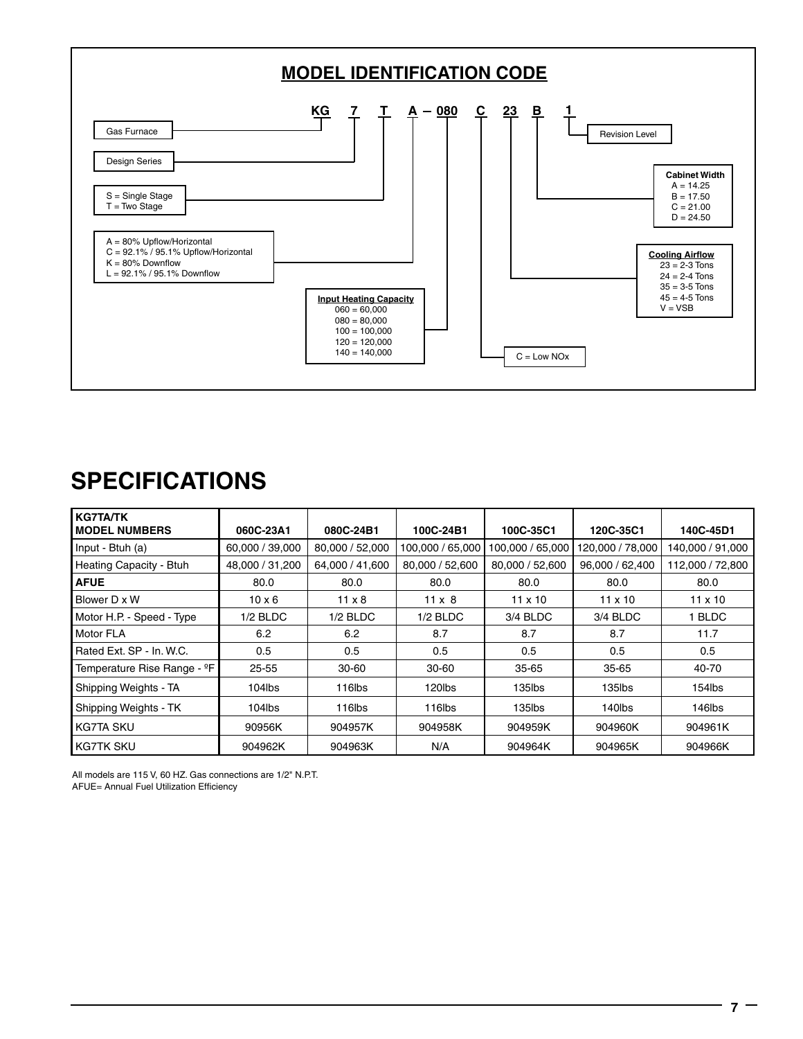## MODEL IDENTIFICATION CODE

**KG 7 T A – 080 C 23 B 1**

- **KG** — Gas Furnace
- **7** — Design Series
- **T** — S = Single Stage; T = Two Stage
- **A** — A = 80% Upflow/Horizontal; C = 92.1% / 95.1% Upflow/Horizontal; K = 80% Downflow; L = 92.1% / 95.1% Downflow
- **080** — **Input Heating Capacity**: 060 = 60,000; 080 = 80,000; 100 = 100,000; 120 = 120,000; 140 = 140,000
- **C** — C = Low NOx
- **23** — **Cooling Airflow**: 23 = 2-3 Tons; 24 = 2-4 Tons; 35 = 3-5 Tons; 45 = 4-5 Tons; V = VSB
- **B** — **Cabinet Width**: A = 14.25; B = 17.50; C = 21.00; D = 24.50
- **1** — Revision Level

# SPECIFICATIONS

| KG7TA/TK MODEL NUMBERS | 060C-23A1 | 080C-24B1 | 100C-24B1 | 100C-35C1 | 120C-35C1 | 140C-45D1 |
|---|---|---|---|---|---|---|
| Input - Btuh (a) | 60,000 / 39,000 | 80,000 / 52,000 | 100,000 / 65,000 | 100,000 / 65,000 | 120,000 / 78,000 | 140,000 / 91,000 |
| Heating Capacity - Btuh | 48,000 / 31,200 | 64,000 / 41,600 | 80,000 / 52,600 | 80,000 / 52,600 | 96,000 / 62,400 | 112,000 / 72,800 |
| **AFUE** | 80.0 | 80.0 | 80.0 | 80.0 | 80.0 | 80.0 |
| Blower D x W | 10 x 6 | 11 x 8 | 11 x 8 | 11 x 10 | 11 x 10 | 11 x 10 |
| Motor H.P. - Speed - Type | 1/2 BLDC | 1/2 BLDC | 1/2 BLDC | 3/4 BLDC | 3/4 BLDC | 1 BLDC |
| Motor FLA | 6.2 | 6.2 | 8.7 | 8.7 | 8.7 | 11.7 |
| Rated Ext. SP - In. W.C. | 0.5 | 0.5 | 0.5 | 0.5 | 0.5 | 0.5 |
| Temperature Rise Range - ºF | 25-55 | 30-60 | 30-60 | 35-65 | 35-65 | 40-70 |
| Shipping Weights - TA | 104lbs | 116lbs | 120lbs | 135lbs | 135lbs | 154lbs |
| Shipping Weights - TK | 104lbs | 116lbs | 116lbs | 135lbs | 140lbs | 146lbs |
| KG7TA SKU | 90956K | 904957K | 904958K | 904959K | 904960K | 904961K |
| KG7TK SKU | 904962K | 904963K | N/A | 904964K | 904965K | 904966K |

All models are 115 V, 60 HZ. Gas connections are 1/2" N.P.T.
AFUE= Annual Fuel Utilization Efficiency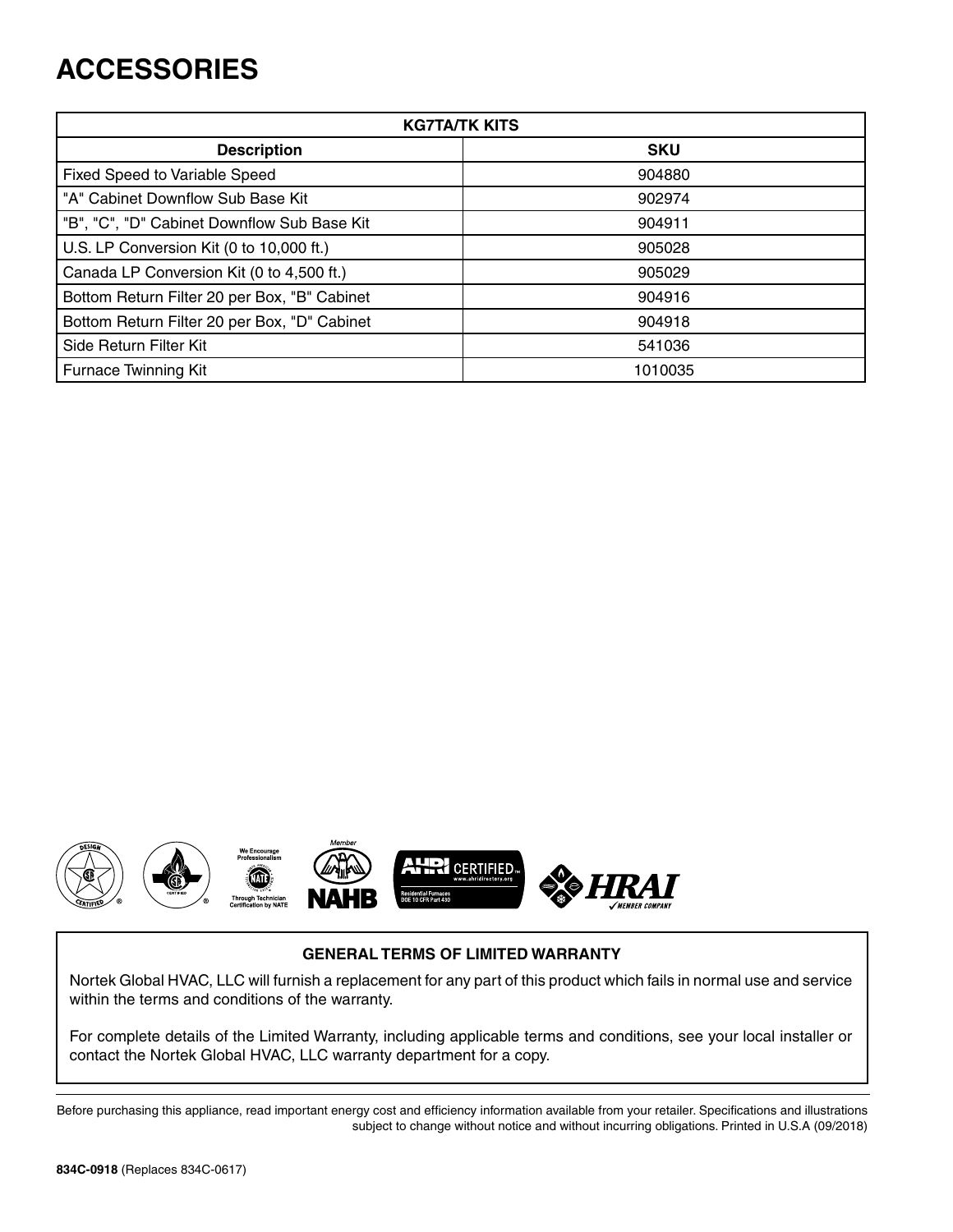# ACCESSORIES

| KG7TA/TK KITS | |
|---|---|
| **Description** | **SKU** |
| Fixed Speed to Variable Speed | 904880 |
| "A" Cabinet Downflow Sub Base Kit | 902974 |
| "B", "C", "D" Cabinet Downflow Sub Base Kit | 904911 |
| U.S. LP Conversion Kit (0 to 10,000 ft.) | 905028 |
| Canada LP Conversion Kit (0 to 4,500 ft.) | 905029 |
| Bottom Return Filter 20 per Box, "B" Cabinet | 904916 |
| Bottom Return Filter 20 per Box, "D" Cabinet | 904918 |
| Side Return Filter Kit | 541036 |
| Furnace Twinning Kit | 1010035 |

**GENERAL TERMS OF LIMITED WARRANTY**

Nortek Global HVAC, LLC will furnish a replacement for any part of this product which fails in normal use and service within the terms and conditions of the warranty.

For complete details of the Limited Warranty, including applicable terms and conditions, see your local installer or contact the Nortek Global HVAC, LLC warranty department for a copy.

Before purchasing this appliance, read important energy cost and efficiency information available from your retailer. Specifications and illustrations subject to change without notice and without incurring obligations. Printed in U.S.A (09/2018)

**834C-0918** (Replaces 834C-0617)